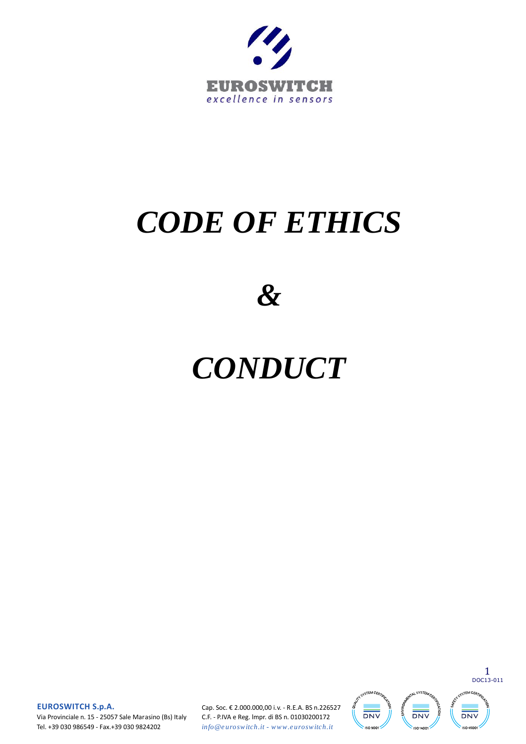EUROSWITCH

excellence in sensors

# *CODE OF ETHICS*

# *&*

# *CONDUCT*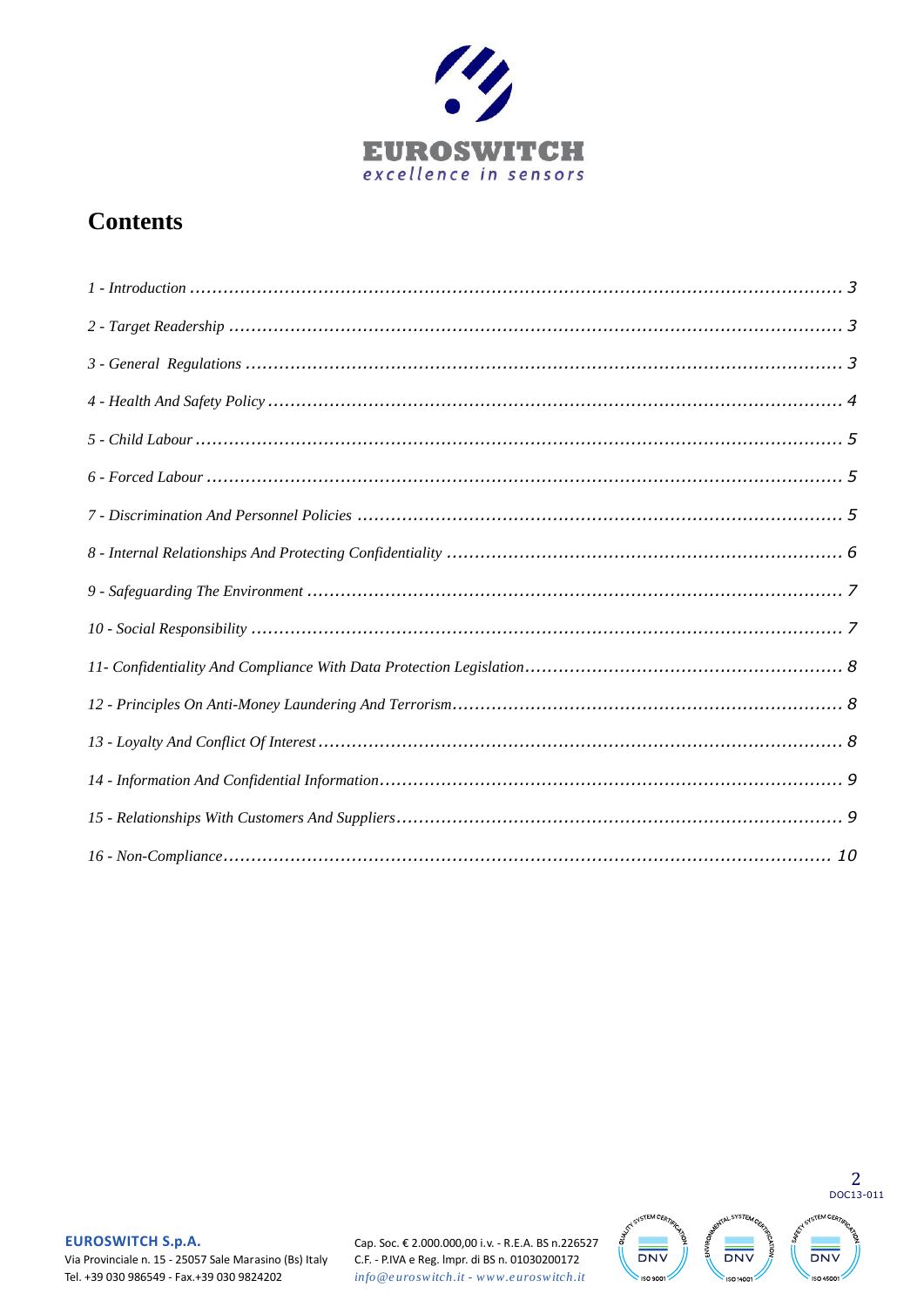# Contents

*1 - Introduction* ........................................................................................................ 3

*2 - Target Readership* ................................................................................................ 3

*3 - General Regulations* .............................................................................................. 3

*4 - Health And Safety Policy* ...................................................................................... 4

*5 - Child Labour* .......................................................................................................... 5

*6 - Forced Labour* ....................................................................................................... 5

*7 - Discrimination And Personnel Policies* ................................................................. 5

*8 - Internal Relationships And Protecting Confidentiality* ........................................... 6

*9 - Safeguarding The Environment* ............................................................................. 7

*10 - Social Responsibility* ........................................................................................... 7

*11- Confidentiality And Compliance With Data Protection Legislation* ........................ 8

*12 - Principles On Anti-Money Laundering And Terrorism* .......................................... 8

*13 - Loyalty And Conflict Of Interest* .......................................................................... 8

*14 - Information And Confidential Information* ............................................................ 9

*15 - Relationships With Customers And Suppliers* ...................................................... 9

*16 - Non-Compliance* ................................................................................................ 10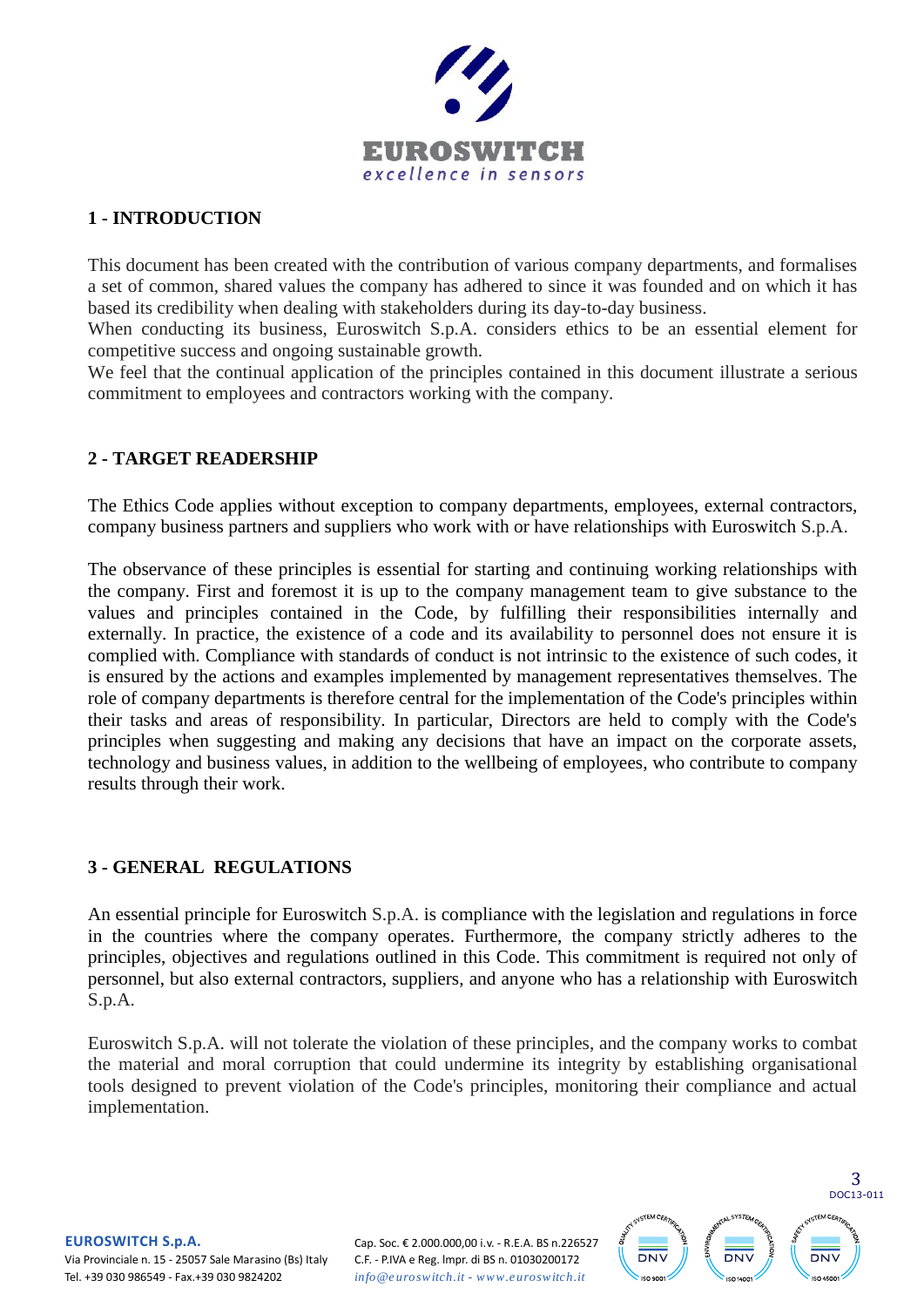## 1 - INTRODUCTION

This document has been created with the contribution of various company departments, and formalises a set of common, shared values the company has adhered to since it was founded and on which it has based its credibility when dealing with stakeholders during its day-to-day business.
When conducting its business, Euroswitch S.p.A. considers ethics to be an essential element for competitive success and ongoing sustainable growth.
We feel that the continual application of the principles contained in this document illustrate a serious commitment to employees and contractors working with the company.

## 2 - TARGET READERSHIP

The Ethics Code applies without exception to company departments, employees, external contractors, company business partners and suppliers who work with or have relationships with Euroswitch S.p.A.

The observance of these principles is essential for starting and continuing working relationships with the company. First and foremost it is up to the company management team to give substance to the values and principles contained in the Code, by fulfilling their responsibilities internally and externally. In practice, the existence of a code and its availability to personnel does not ensure it is complied with. Compliance with standards of conduct is not intrinsic to the existence of such codes, it is ensured by the actions and examples implemented by management representatives themselves. The role of company departments is therefore central for the implementation of the Code's principles within their tasks and areas of responsibility. In particular, Directors are held to comply with the Code's principles when suggesting and making any decisions that have an impact on the corporate assets, technology and business values, in addition to the wellbeing of employees, who contribute to company results through their work.

## 3 - GENERAL REGULATIONS

An essential principle for Euroswitch S.p.A. is compliance with the legislation and regulations in force in the countries where the company operates. Furthermore, the company strictly adheres to the principles, objectives and regulations outlined in this Code. This commitment is required not only of personnel, but also external contractors, suppliers, and anyone who has a relationship with Euroswitch S.p.A.

Euroswitch S.p.A. will not tolerate the violation of these principles, and the company works to combat the material and moral corruption that could undermine its integrity by establishing organisational tools designed to prevent violation of the Code's principles, monitoring their compliance and actual implementation.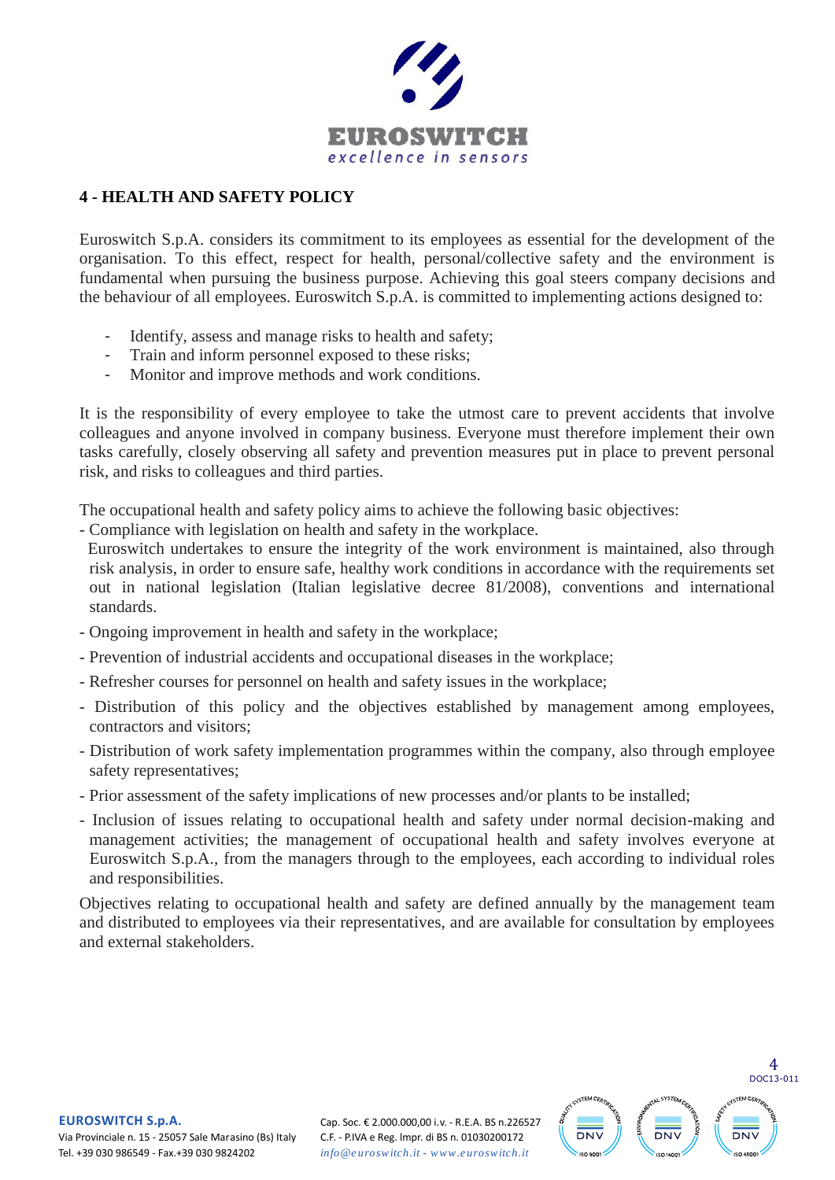## 4 - HEALTH AND SAFETY POLICY

Euroswitch S.p.A. considers its commitment to its employees as essential for the development of the organisation. To this effect, respect for health, personal/collective safety and the environment is fundamental when pursuing the business purpose. Achieving this goal steers company decisions and the behaviour of all employees. Euroswitch S.p.A. is committed to implementing actions designed to:

- Identify, assess and manage risks to health and safety;
- Train and inform personnel exposed to these risks;
- Monitor and improve methods and work conditions.

It is the responsibility of every employee to take the utmost care to prevent accidents that involve colleagues and anyone involved in company business. Everyone must therefore implement their own tasks carefully, closely observing all safety and prevention measures put in place to prevent personal risk, and risks to colleagues and third parties.

The occupational health and safety policy aims to achieve the following basic objectives:

- Compliance with legislation on health and safety in the workplace.
  Euroswitch undertakes to ensure the integrity of the work environment is maintained, also through risk analysis, in order to ensure safe, healthy work conditions in accordance with the requirements set out in national legislation (Italian legislative decree 81/2008), conventions and international standards.
- Ongoing improvement in health and safety in the workplace;
- Prevention of industrial accidents and occupational diseases in the workplace;
- Refresher courses for personnel on health and safety issues in the workplace;
- Distribution of this policy and the objectives established by management among employees, contractors and visitors;
- Distribution of work safety implementation programmes within the company, also through employee safety representatives;
- Prior assessment of the safety implications of new processes and/or plants to be installed;
- Inclusion of issues relating to occupational health and safety under normal decision-making and management activities; the management of occupational health and safety involves everyone at Euroswitch S.p.A., from the managers through to the employees, each according to individual roles and responsibilities.

Objectives relating to occupational health and safety are defined annually by the management team and distributed to employees via their representatives, and are available for consultation by employees and external stakeholders.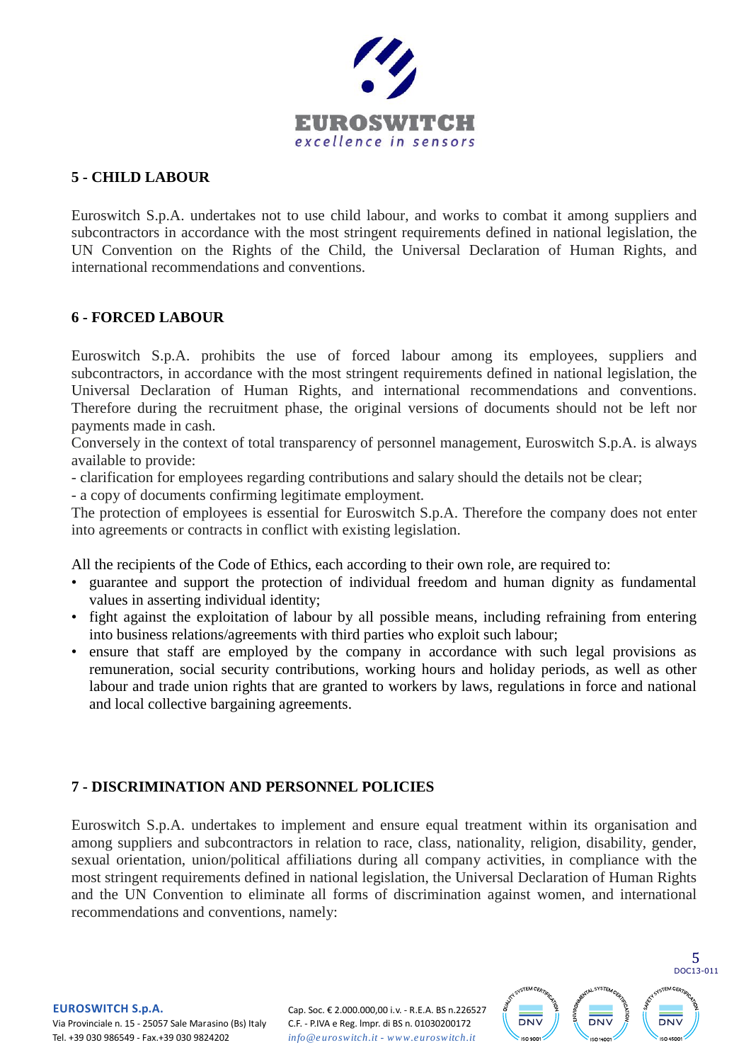## 5 - CHILD LABOUR

Euroswitch S.p.A. undertakes not to use child labour, and works to combat it among suppliers and subcontractors in accordance with the most stringent requirements defined in national legislation, the UN Convention on the Rights of the Child, the Universal Declaration of Human Rights, and international recommendations and conventions.

## 6 - FORCED LABOUR

Euroswitch S.p.A. prohibits the use of forced labour among its employees, suppliers and subcontractors, in accordance with the most stringent requirements defined in national legislation, the Universal Declaration of Human Rights, and international recommendations and conventions. Therefore during the recruitment phase, the original versions of documents should not be left nor payments made in cash.

Conversely in the context of total transparency of personnel management, Euroswitch S.p.A. is always available to provide:

- clarification for employees regarding contributions and salary should the details not be clear;
- a copy of documents confirming legitimate employment.

The protection of employees is essential for Euroswitch S.p.A. Therefore the company does not enter into agreements or contracts in conflict with existing legislation.

All the recipients of the Code of Ethics, each according to their own role, are required to:

- guarantee and support the protection of individual freedom and human dignity as fundamental values in asserting individual identity;
- fight against the exploitation of labour by all possible means, including refraining from entering into business relations/agreements with third parties who exploit such labour;
- ensure that staff are employed by the company in accordance with such legal provisions as remuneration, social security contributions, working hours and holiday periods, as well as other labour and trade union rights that are granted to workers by laws, regulations in force and national and local collective bargaining agreements.

## 7 - DISCRIMINATION AND PERSONNEL POLICIES

Euroswitch S.p.A. undertakes to implement and ensure equal treatment within its organisation and among suppliers and subcontractors in relation to race, class, nationality, religion, disability, gender, sexual orientation, union/political affiliations during all company activities, in compliance with the most stringent requirements defined in national legislation, the Universal Declaration of Human Rights and the UN Convention to eliminate all forms of discrimination against women, and international recommendations and conventions, namely: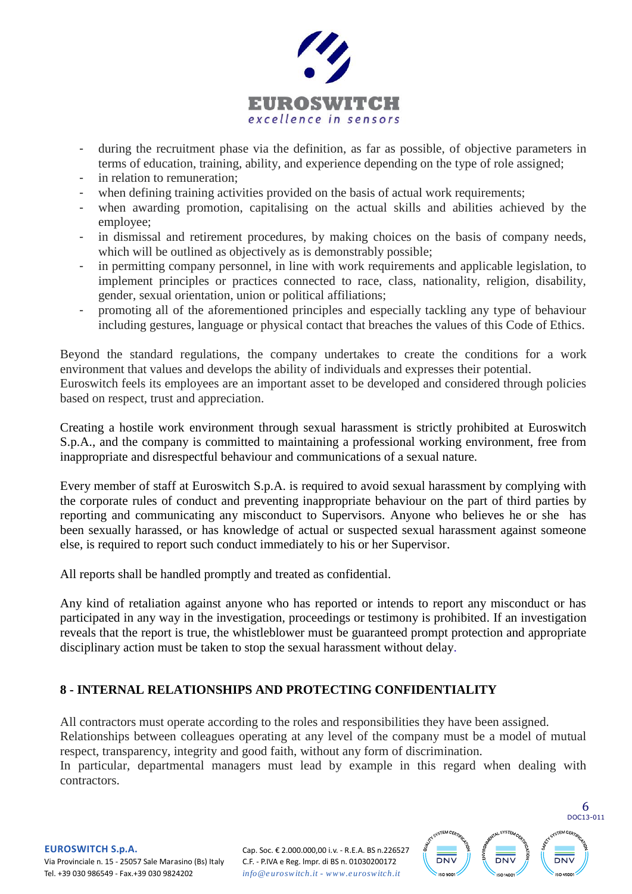- during the recruitment phase via the definition, as far as possible, of objective parameters in terms of education, training, ability, and experience depending on the type of role assigned;
- in relation to remuneration;
- when defining training activities provided on the basis of actual work requirements;
- when awarding promotion, capitalising on the actual skills and abilities achieved by the employee;
- in dismissal and retirement procedures, by making choices on the basis of company needs, which will be outlined as objectively as is demonstrably possible;
- in permitting company personnel, in line with work requirements and applicable legislation, to implement principles or practices connected to race, class, nationality, religion, disability, gender, sexual orientation, union or political affiliations;
- promoting all of the aforementioned principles and especially tackling any type of behaviour including gestures, language or physical contact that breaches the values of this Code of Ethics.

Beyond the standard regulations, the company undertakes to create the conditions for a work environment that values and develops the ability of individuals and expresses their potential.
Euroswitch feels its employees are an important asset to be developed and considered through policies based on respect, trust and appreciation.

Creating a hostile work environment through sexual harassment is strictly prohibited at Euroswitch S.p.A., and the company is committed to maintaining a professional working environment, free from inappropriate and disrespectful behaviour and communications of a sexual nature.

Every member of staff at Euroswitch S.p.A. is required to avoid sexual harassment by complying with the corporate rules of conduct and preventing inappropriate behaviour on the part of third parties by reporting and communicating any misconduct to Supervisors. Anyone who believes he or she has been sexually harassed, or has knowledge of actual or suspected sexual harassment against someone else, is required to report such conduct immediately to his or her Supervisor.

All reports shall be handled promptly and treated as confidential.

Any kind of retaliation against anyone who has reported or intends to report any misconduct or has participated in any way in the investigation, proceedings or testimony is prohibited. If an investigation reveals that the report is true, the whistleblower must be guaranteed prompt protection and appropriate disciplinary action must be taken to stop the sexual harassment without delay.

## 8 - INTERNAL RELATIONSHIPS AND PROTECTING CONFIDENTIALITY

All contractors must operate according to the roles and responsibilities they have been assigned.
Relationships between colleagues operating at any level of the company must be a model of mutual respect, transparency, integrity and good faith, without any form of discrimination.
In particular, departmental managers must lead by example in this regard when dealing with contractors.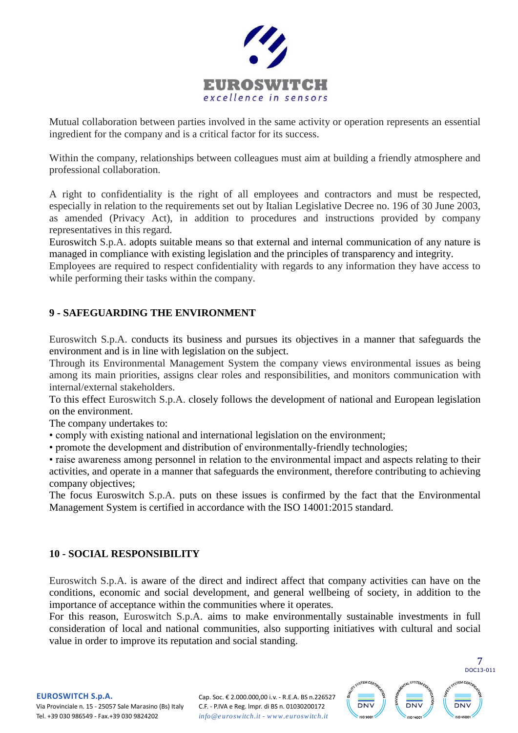Mutual collaboration between parties involved in the same activity or operation represents an essential ingredient for the company and is a critical factor for its success.

Within the company, relationships between colleagues must aim at building a friendly atmosphere and professional collaboration.

A right to confidentiality is the right of all employees and contractors and must be respected, especially in relation to the requirements set out by Italian Legislative Decree no. 196 of 30 June 2003, as amended (Privacy Act), in addition to procedures and instructions provided by company representatives in this regard.
Euroswitch S.p.A. adopts suitable means so that external and internal communication of any nature is managed in compliance with existing legislation and the principles of transparency and integrity.
Employees are required to respect confidentiality with regards to any information they have access to while performing their tasks within the company.

## 9 - SAFEGUARDING THE ENVIRONMENT

Euroswitch S.p.A. conducts its business and pursues its objectives in a manner that safeguards the environment and is in line with legislation on the subject.
Through its Environmental Management System the company views environmental issues as being among its main priorities, assigns clear roles and responsibilities, and monitors communication with internal/external stakeholders.
To this effect Euroswitch S.p.A. closely follows the development of national and European legislation on the environment.
The company undertakes to:

- comply with existing national and international legislation on the environment;
- promote the development and distribution of environmentally-friendly technologies;
- raise awareness among personnel in relation to the environmental impact and aspects relating to their activities, and operate in a manner that safeguards the environment, therefore contributing to achieving company objectives;

The focus Euroswitch S.p.A. puts on these issues is confirmed by the fact that the Environmental Management System is certified in accordance with the ISO 14001:2015 standard.

## 10 - SOCIAL RESPONSIBILITY

Euroswitch S.p.A. is aware of the direct and indirect affect that company activities can have on the conditions, economic and social development, and general wellbeing of society, in addition to the importance of acceptance within the communities where it operates.
For this reason, Euroswitch S.p.A. aims to make environmentally sustainable investments in full consideration of local and national communities, also supporting initiatives with cultural and social value in order to improve its reputation and social standing.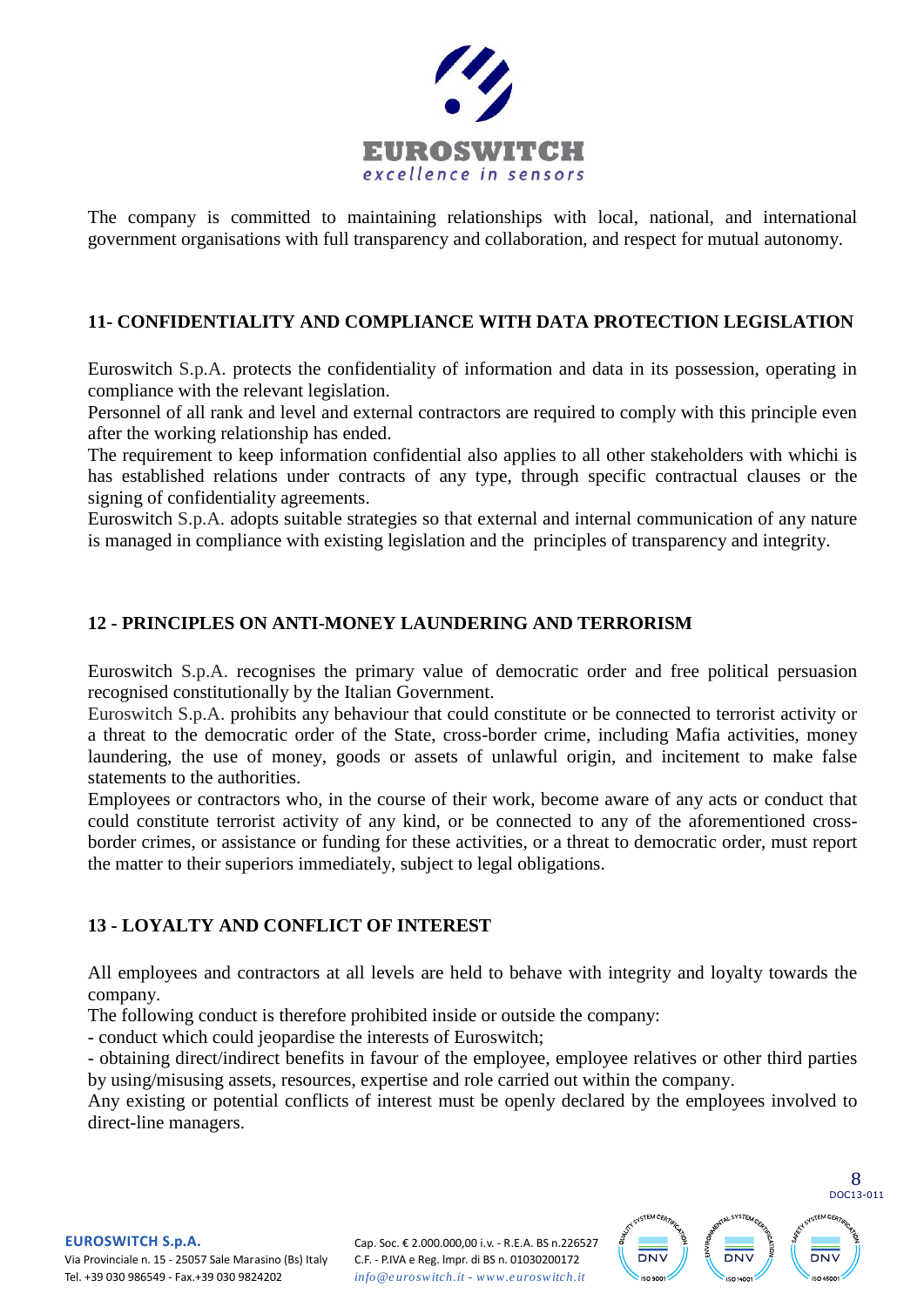The company is committed to maintaining relationships with local, national, and international government organisations with full transparency and collaboration, and respect for mutual autonomy.

## 11- CONFIDENTIALITY AND COMPLIANCE WITH DATA PROTECTION LEGISLATION

Euroswitch S.p.A. protects the confidentiality of information and data in its possession, operating in compliance with the relevant legislation.
Personnel of all rank and level and external contractors are required to comply with this principle even after the working relationship has ended.
The requirement to keep information confidential also applies to all other stakeholders with whichi is has established relations under contracts of any type, through specific contractual clauses or the signing of confidentiality agreements.
Euroswitch S.p.A. adopts suitable strategies so that external and internal communication of any nature is managed in compliance with existing legislation and the principles of transparency and integrity.

## 12 - PRINCIPLES ON ANTI-MONEY LAUNDERING AND TERRORISM

Euroswitch S.p.A. recognises the primary value of democratic order and free political persuasion recognised constitutionally by the Italian Government.
Euroswitch S.p.A. prohibits any behaviour that could constitute or be connected to terrorist activity or a threat to the democratic order of the State, cross-border crime, including Mafia activities, money laundering, the use of money, goods or assets of unlawful origin, and incitement to make false statements to the authorities.
Employees or contractors who, in the course of their work, become aware of any acts or conduct that could constitute terrorist activity of any kind, or be connected to any of the aforementioned cross-border crimes, or assistance or funding for these activities, or a threat to democratic order, must report the matter to their superiors immediately, subject to legal obligations.

## 13 - LOYALTY AND CONFLICT OF INTEREST

All employees and contractors at all levels are held to behave with integrity and loyalty towards the company.
The following conduct is therefore prohibited inside or outside the company:
- conduct which could jeopardise the interests of Euroswitch;
- obtaining direct/indirect benefits in favour of the employee, employee relatives or other third parties by using/misusing assets, resources, expertise and role carried out within the company.

Any existing or potential conflicts of interest must be openly declared by the employees involved to direct-line managers.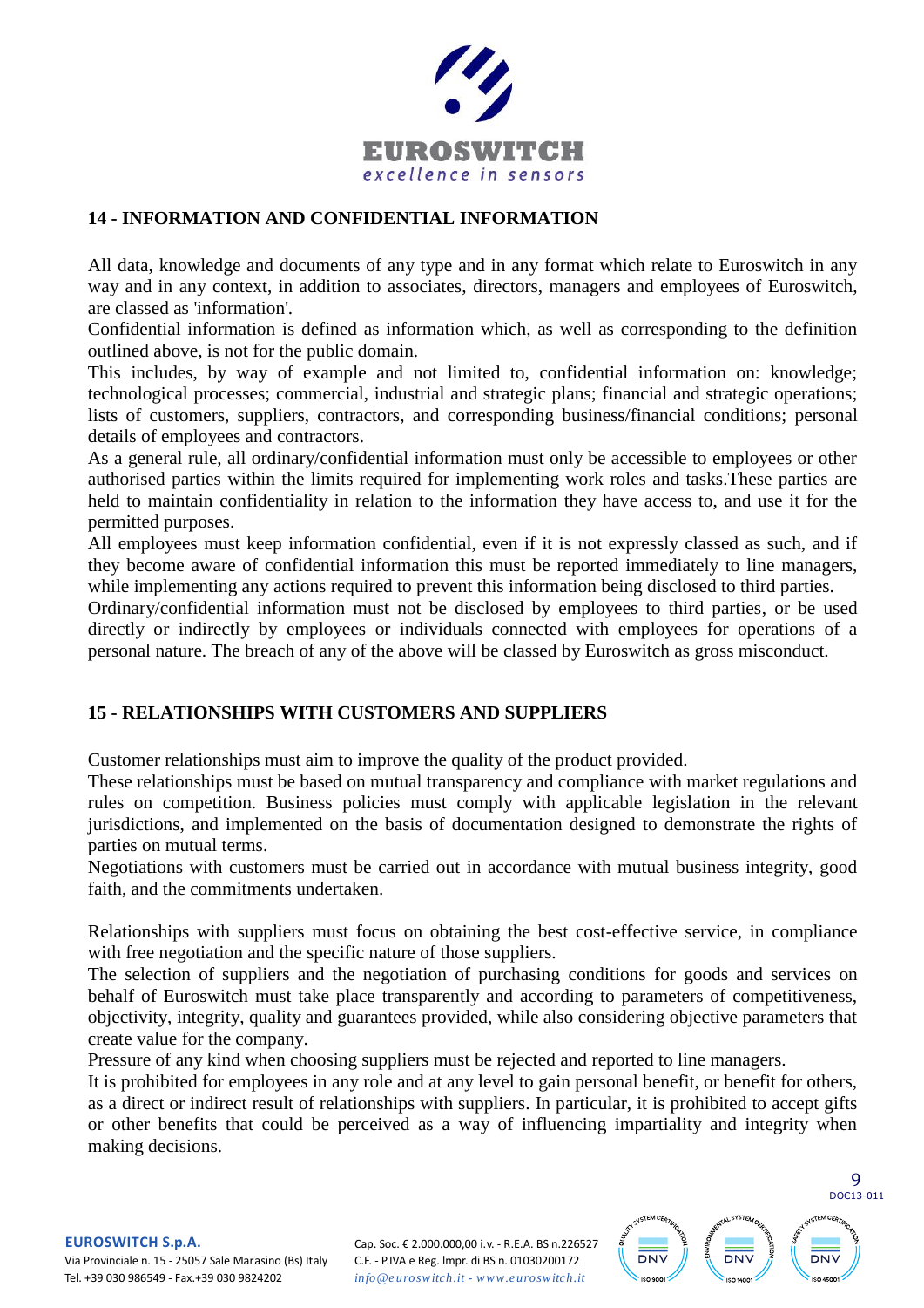## 14 - INFORMATION AND CONFIDENTIAL INFORMATION

All data, knowledge and documents of any type and in any format which relate to Euroswitch in any way and in any context, in addition to associates, directors, managers and employees of Euroswitch, are classed as 'information'.

Confidential information is defined as information which, as well as corresponding to the definition outlined above, is not for the public domain.

This includes, by way of example and not limited to, confidential information on: knowledge; technological processes; commercial, industrial and strategic plans; financial and strategic operations; lists of customers, suppliers, contractors, and corresponding business/financial conditions; personal details of employees and contractors.

As a general rule, all ordinary/confidential information must only be accessible to employees or other authorised parties within the limits required for implementing work roles and tasks.These parties are held to maintain confidentiality in relation to the information they have access to, and use it for the permitted purposes.

All employees must keep information confidential, even if it is not expressly classed as such, and if they become aware of confidential information this must be reported immediately to line managers, while implementing any actions required to prevent this information being disclosed to third parties.

Ordinary/confidential information must not be disclosed by employees to third parties, or be used directly or indirectly by employees or individuals connected with employees for operations of a personal nature. The breach of any of the above will be classed by Euroswitch as gross misconduct.

## 15 - RELATIONSHIPS WITH CUSTOMERS AND SUPPLIERS

Customer relationships must aim to improve the quality of the product provided.

These relationships must be based on mutual transparency and compliance with market regulations and rules on competition. Business policies must comply with applicable legislation in the relevant jurisdictions, and implemented on the basis of documentation designed to demonstrate the rights of parties on mutual terms.

Negotiations with customers must be carried out in accordance with mutual business integrity, good faith, and the commitments undertaken.

Relationships with suppliers must focus on obtaining the best cost-effective service, in compliance with free negotiation and the specific nature of those suppliers.

The selection of suppliers and the negotiation of purchasing conditions for goods and services on behalf of Euroswitch must take place transparently and according to parameters of competitiveness, objectivity, integrity, quality and guarantees provided, while also considering objective parameters that create value for the company.

Pressure of any kind when choosing suppliers must be rejected and reported to line managers.

It is prohibited for employees in any role and at any level to gain personal benefit, or benefit for others, as a direct or indirect result of relationships with suppliers. In particular, it is prohibited to accept gifts or other benefits that could be perceived as a way of influencing impartiality and integrity when making decisions.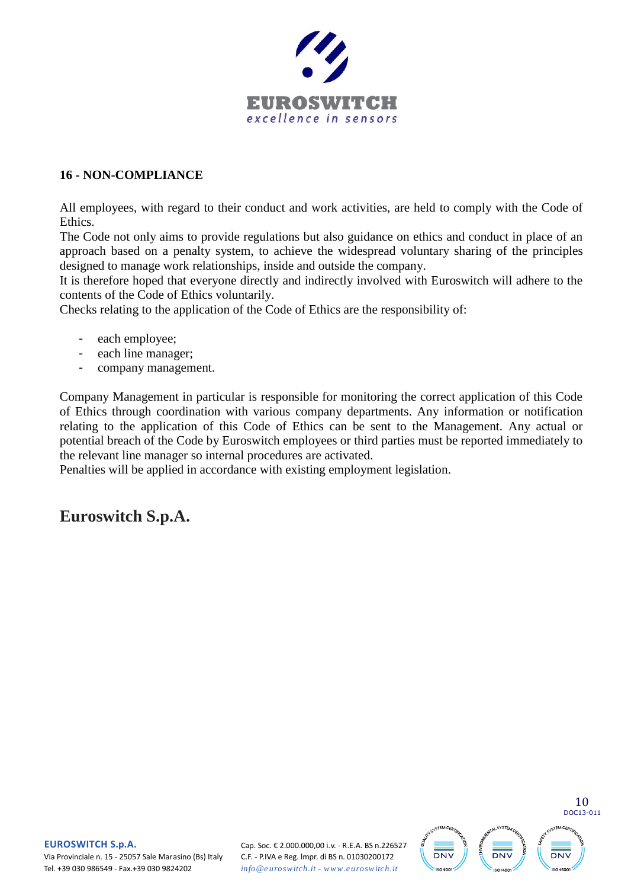## 16 - NON-COMPLIANCE

All employees, with regard to their conduct and work activities, are held to comply with the Code of Ethics.
The Code not only aims to provide regulations but also guidance on ethics and conduct in place of an approach based on a penalty system, to achieve the widespread voluntary sharing of the principles designed to manage work relationships, inside and outside the company.
It is therefore hoped that everyone directly and indirectly involved with Euroswitch will adhere to the contents of the Code of Ethics voluntarily.
Checks relating to the application of the Code of Ethics are the responsibility of:

- each employee;
- each line manager;
- company management.

Company Management in particular is responsible for monitoring the correct application of this Code of Ethics through coordination with various company departments. Any information or notification relating to the application of this Code of Ethics can be sent to the Management. Any actual or potential breach of the Code by Euroswitch employees or third parties must be reported immediately to the relevant line manager so internal procedures are activated.
Penalties will be applied in accordance with existing employment legislation.

## Euroswitch S.p.A.